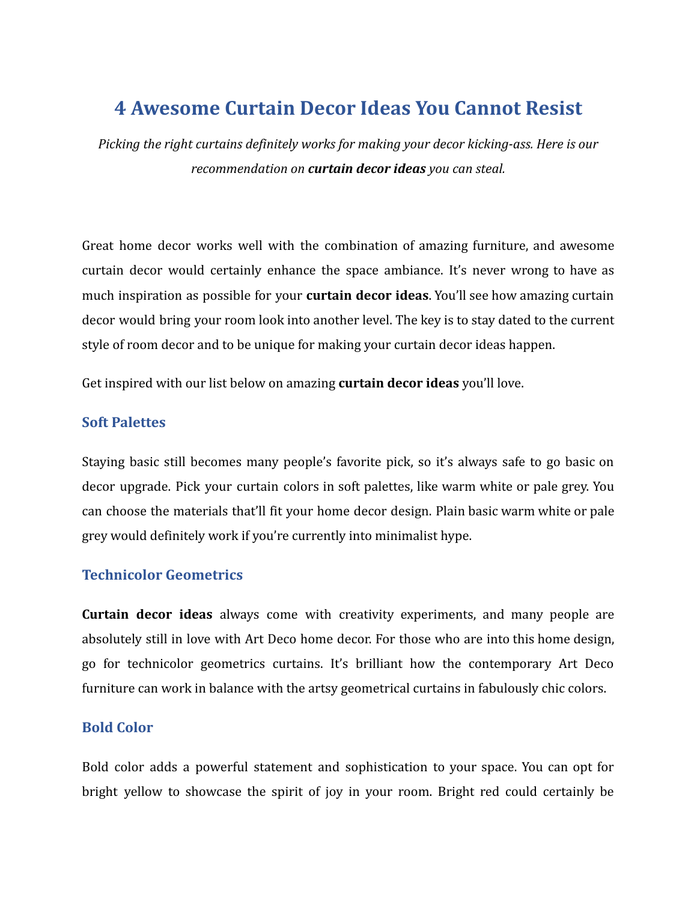# 4 Awesome Curtain Decor Ideas You Cannot Resist

*Picking the right curtains definitely works for making your decor kicking-ass. Here is our recommendation on* ***curtain decor ideas*** *you can steal.*

Great home decor works well with the combination of amazing furniture, and awesome curtain decor would certainly enhance the space ambiance. It's never wrong to have as much inspiration as possible for your **curtain decor ideas**. You'll see how amazing curtain decor would bring your room look into another level. The key is to stay dated to the current style of room decor and to be unique for making your curtain decor ideas happen.

Get inspired with our list below on amazing **curtain decor ideas** you'll love.

### Soft Palettes

Staying basic still becomes many people's favorite pick, so it's always safe to go basic on decor upgrade. Pick your curtain colors in soft palettes, like warm white or pale grey. You can choose the materials that'll fit your home decor design. Plain basic warm white or pale grey would definitely work if you're currently into minimalist hype.

### Technicolor Geometrics

**Curtain decor ideas** always come with creativity experiments, and many people are absolutely still in love with Art Deco home decor. For those who are into this home design, go for technicolor geometrics curtains. It's brilliant how the contemporary Art Deco furniture can work in balance with the artsy geometrical curtains in fabulously chic colors.

### Bold Color

Bold color adds a powerful statement and sophistication to your space. You can opt for bright yellow to showcase the spirit of joy in your room. Bright red could certainly be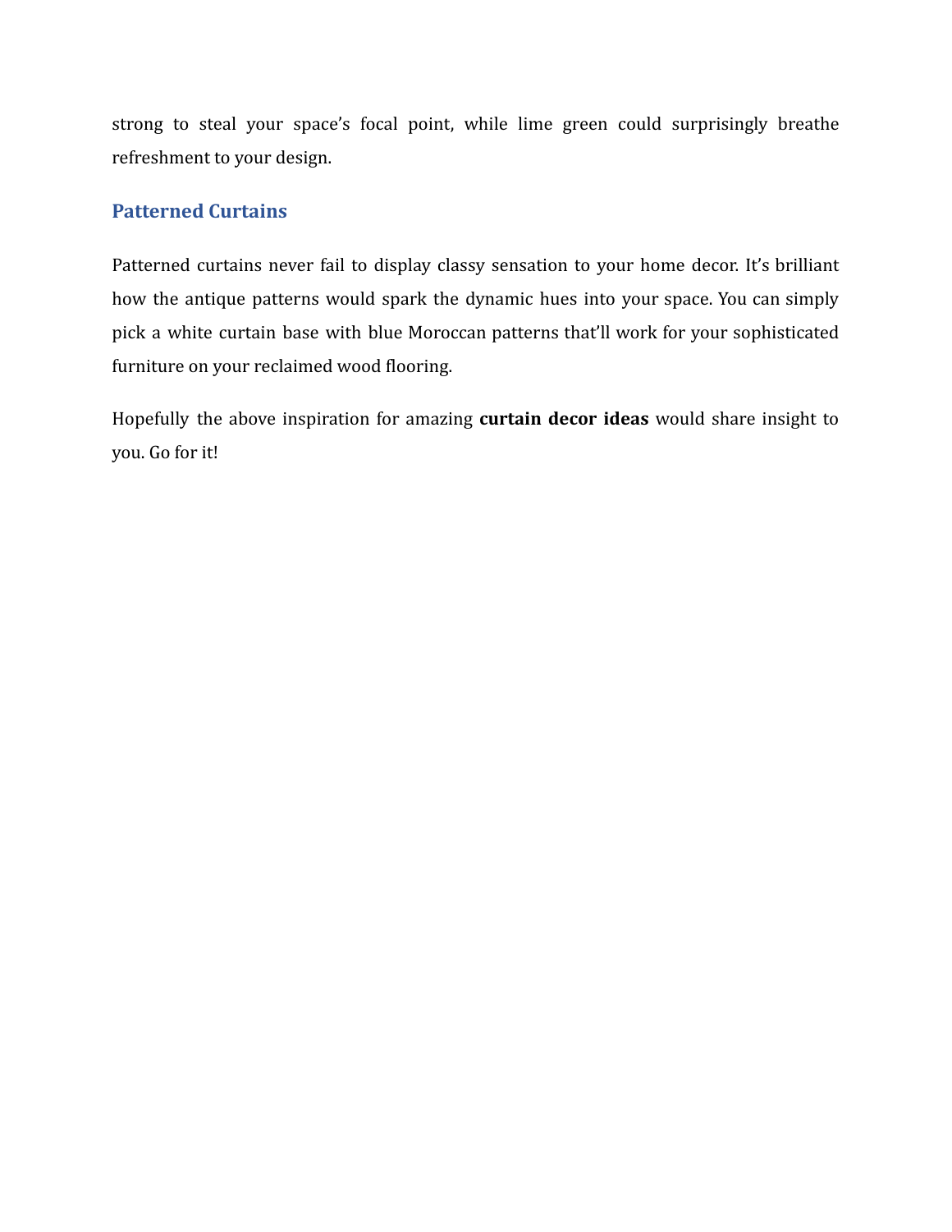strong to steal your space's focal point, while lime green could surprisingly breathe refreshment to your design.

## Patterned Curtains

Patterned curtains never fail to display classy sensation to your home decor. It's brilliant how the antique patterns would spark the dynamic hues into your space. You can simply pick a white curtain base with blue Moroccan patterns that'll work for your sophisticated furniture on your reclaimed wood flooring.

Hopefully the above inspiration for amazing **curtain decor ideas** would share insight to you. Go for it!